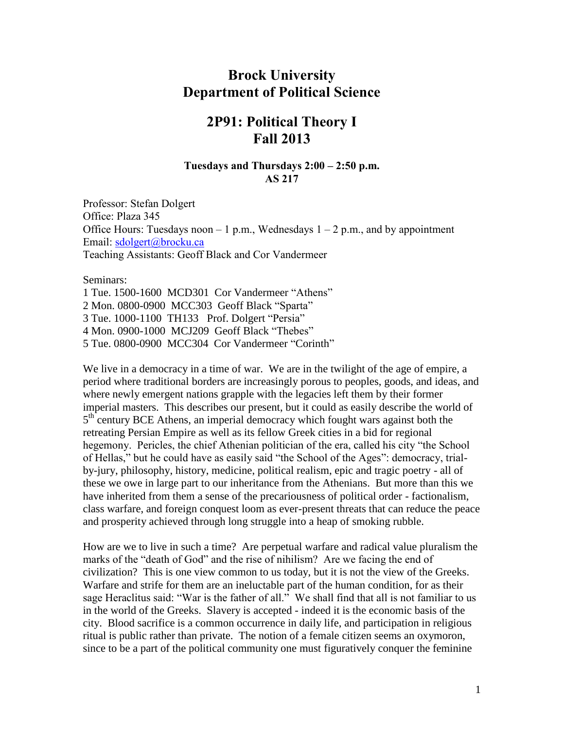# Brock University
# Department of Political Science

## 2P91: Political Theory I
## Fall 2013

**Tuesdays and Thursdays 2:00 – 2:50 p.m.**
**AS 217**

Professor: Stefan Dolgert
Office: Plaza 345
Office Hours: Tuesdays noon – 1 p.m., Wednesdays 1 – 2 p.m., and by appointment
Email: sdolgert@brocku.ca
Teaching Assistants: Geoff Black and Cor Vandermeer

Seminars:
1 Tue. 1500-1600 MCD301 Cor Vandermeer "Athens"
2 Mon. 0800-0900 MCC303 Geoff Black "Sparta"
3 Tue. 1000-1100 TH133 Prof. Dolgert "Persia"
4 Mon. 0900-1000 MCJ209 Geoff Black "Thebes"
5 Tue. 0800-0900 MCC304 Cor Vandermeer "Corinth"

We live in a democracy in a time of war. We are in the twilight of the age of empire, a period where traditional borders are increasingly porous to peoples, goods, and ideas, and where newly emergent nations grapple with the legacies left them by their former imperial masters. This describes our present, but it could as easily describe the world of 5th century BCE Athens, an imperial democracy which fought wars against both the retreating Persian Empire as well as its fellow Greek cities in a bid for regional hegemony. Pericles, the chief Athenian politician of the era, called his city "the School of Hellas," but he could have as easily said "the School of the Ages": democracy, trial-by-jury, philosophy, history, medicine, political realism, epic and tragic poetry - all of these we owe in large part to our inheritance from the Athenians. But more than this we have inherited from them a sense of the precariousness of political order - factionalism, class warfare, and foreign conquest loom as ever-present threats that can reduce the peace and prosperity achieved through long struggle into a heap of smoking rubble.

How are we to live in such a time? Are perpetual warfare and radical value pluralism the marks of the "death of God" and the rise of nihilism? Are we facing the end of civilization? This is one view common to us today, but it is not the view of the Greeks. Warfare and strife for them are an ineluctable part of the human condition, for as their sage Heraclitus said: "War is the father of all." We shall find that all is not familiar to us in the world of the Greeks. Slavery is accepted - indeed it is the economic basis of the city. Blood sacrifice is a common occurrence in daily life, and participation in religious ritual is public rather than private. The notion of a female citizen seems an oxymoron, since to be a part of the political community one must figuratively conquer the feminine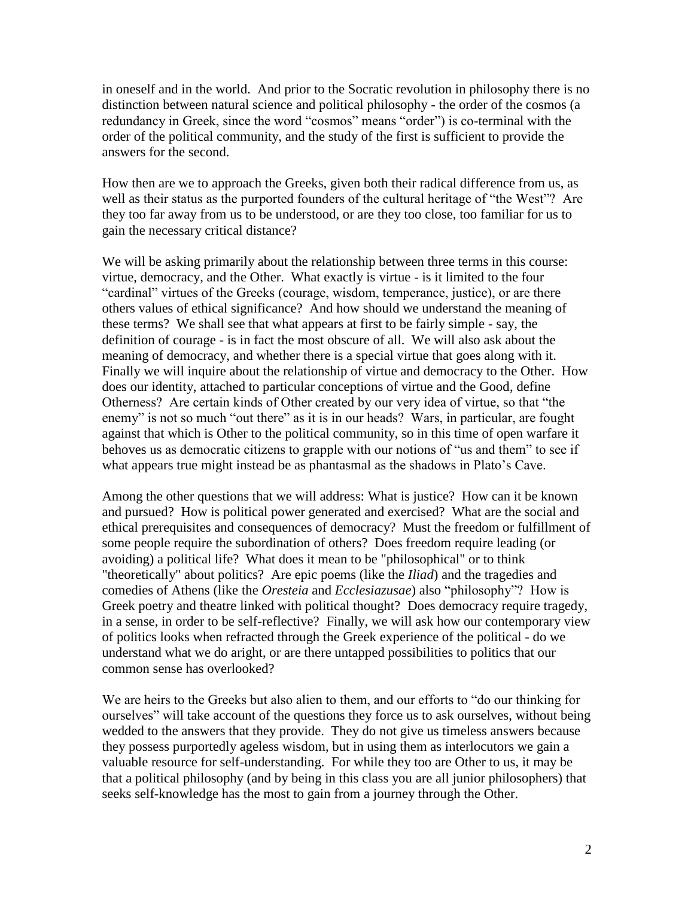in oneself and in the world. And prior to the Socratic revolution in philosophy there is no distinction between natural science and political philosophy - the order of the cosmos (a redundancy in Greek, since the word "cosmos" means "order") is co-terminal with the order of the political community, and the study of the first is sufficient to provide the answers for the second.

How then are we to approach the Greeks, given both their radical difference from us, as well as their status as the purported founders of the cultural heritage of "the West"? Are they too far away from us to be understood, or are they too close, too familiar for us to gain the necessary critical distance?

We will be asking primarily about the relationship between three terms in this course: virtue, democracy, and the Other. What exactly is virtue - is it limited to the four "cardinal" virtues of the Greeks (courage, wisdom, temperance, justice), or are there others values of ethical significance? And how should we understand the meaning of these terms? We shall see that what appears at first to be fairly simple - say, the definition of courage - is in fact the most obscure of all. We will also ask about the meaning of democracy, and whether there is a special virtue that goes along with it. Finally we will inquire about the relationship of virtue and democracy to the Other. How does our identity, attached to particular conceptions of virtue and the Good, define Otherness? Are certain kinds of Other created by our very idea of virtue, so that "the enemy" is not so much "out there" as it is in our heads? Wars, in particular, are fought against that which is Other to the political community, so in this time of open warfare it behoves us as democratic citizens to grapple with our notions of "us and them" to see if what appears true might instead be as phantasmal as the shadows in Plato's Cave.

Among the other questions that we will address: What is justice? How can it be known and pursued? How is political power generated and exercised? What are the social and ethical prerequisites and consequences of democracy? Must the freedom or fulfillment of some people require the subordination of others? Does freedom require leading (or avoiding) a political life? What does it mean to be "philosophical" or to think "theoretically" about politics? Are epic poems (like the *Iliad*) and the tragedies and comedies of Athens (like the *Oresteia* and *Ecclesiazusae*) also "philosophy"? How is Greek poetry and theatre linked with political thought? Does democracy require tragedy, in a sense, in order to be self-reflective? Finally, we will ask how our contemporary view of politics looks when refracted through the Greek experience of the political - do we understand what we do aright, or are there untapped possibilities to politics that our common sense has overlooked?

We are heirs to the Greeks but also alien to them, and our efforts to "do our thinking for ourselves" will take account of the questions they force us to ask ourselves, without being wedded to the answers that they provide. They do not give us timeless answers because they possess purportedly ageless wisdom, but in using them as interlocutors we gain a valuable resource for self-understanding. For while they too are Other to us, it may be that a political philosophy (and by being in this class you are all junior philosophers) that seeks self-knowledge has the most to gain from a journey through the Other.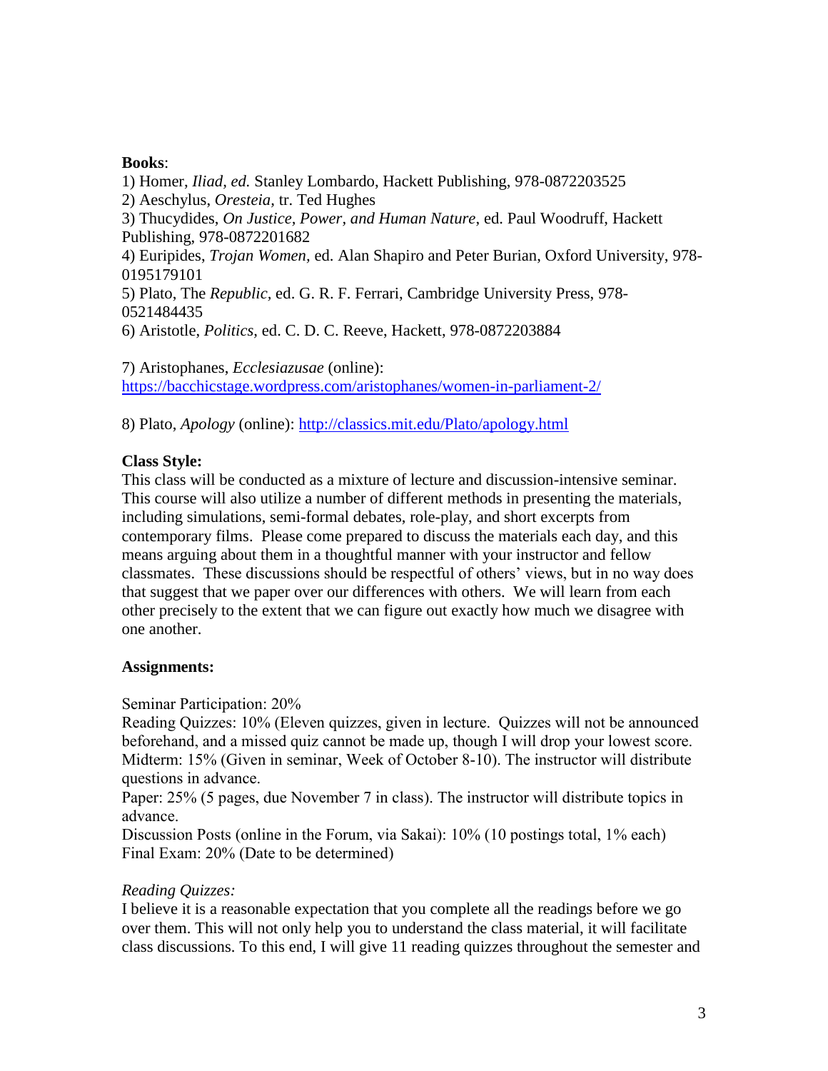**Books**:

1) Homer, *Iliad, ed.* Stanley Lombardo, Hackett Publishing, 978-0872203525
2) Aeschylus, *Oresteia,* tr. Ted Hughes
3) Thucydides, *On Justice, Power, and Human Nature*, ed. Paul Woodruff, Hackett Publishing, 978-0872201682
4) Euripides, *Trojan Women,* ed. Alan Shapiro and Peter Burian, Oxford University, 978-0195179101
5) Plato, The *Republic,* ed. G. R. F. Ferrari, Cambridge University Press, 978-0521484435
6) Aristotle, *Politics*, ed. C. D. C. Reeve, Hackett, 978-0872203884

7) Aristophanes, *Ecclesiazusae* (online): https://bacchicstage.wordpress.com/aristophanes/women-in-parliament-2/

8) Plato, *Apology* (online): http://classics.mit.edu/Plato/apology.html

**Class Style:**

This class will be conducted as a mixture of lecture and discussion-intensive seminar. This course will also utilize a number of different methods in presenting the materials, including simulations, semi-formal debates, role-play, and short excerpts from contemporary films. Please come prepared to discuss the materials each day, and this means arguing about them in a thoughtful manner with your instructor and fellow classmates. These discussions should be respectful of others' views, but in no way does that suggest that we paper over our differences with others. We will learn from each other precisely to the extent that we can figure out exactly how much we disagree with one another.

**Assignments:**

Seminar Participation: 20%
Reading Quizzes: 10% (Eleven quizzes, given in lecture. Quizzes will not be announced beforehand, and a missed quiz cannot be made up, though I will drop your lowest score.
Midterm: 15% (Given in seminar, Week of October 8-10). The instructor will distribute questions in advance.
Paper: 25% (5 pages, due November 7 in class). The instructor will distribute topics in advance.
Discussion Posts (online in the Forum, via Sakai): 10% (10 postings total, 1% each)
Final Exam: 20% (Date to be determined)

*Reading Quizzes:*

I believe it is a reasonable expectation that you complete all the readings before we go over them. This will not only help you to understand the class material, it will facilitate class discussions. To this end, I will give 11 reading quizzes throughout the semester and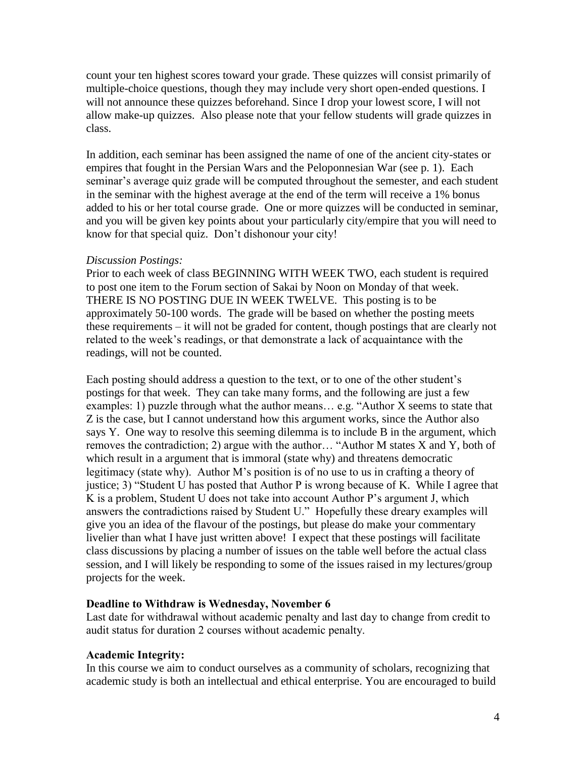count your ten highest scores toward your grade. These quizzes will consist primarily of multiple-choice questions, though they may include very short open-ended questions. I will not announce these quizzes beforehand. Since I drop your lowest score, I will not allow make-up quizzes. Also please note that your fellow students will grade quizzes in class.

In addition, each seminar has been assigned the name of one of the ancient city-states or empires that fought in the Persian Wars and the Peloponnesian War (see p. 1). Each seminar's average quiz grade will be computed throughout the semester, and each student in the seminar with the highest average at the end of the term will receive a 1% bonus added to his or her total course grade. One or more quizzes will be conducted in seminar, and you will be given key points about your particularly city/empire that you will need to know for that special quiz. Don't dishonour your city!

*Discussion Postings:*

Prior to each week of class BEGINNING WITH WEEK TWO, each student is required to post one item to the Forum section of Sakai by Noon on Monday of that week. THERE IS NO POSTING DUE IN WEEK TWELVE. This posting is to be approximately 50-100 words. The grade will be based on whether the posting meets these requirements – it will not be graded for content, though postings that are clearly not related to the week's readings, or that demonstrate a lack of acquaintance with the readings, will not be counted.

Each posting should address a question to the text, or to one of the other student's postings for that week. They can take many forms, and the following are just a few examples: 1) puzzle through what the author means… e.g. "Author X seems to state that Z is the case, but I cannot understand how this argument works, since the Author also says Y. One way to resolve this seeming dilemma is to include B in the argument, which removes the contradiction; 2) argue with the author… "Author M states X and Y, both of which result in a argument that is immoral (state why) and threatens democratic legitimacy (state why). Author M's position is of no use to us in crafting a theory of justice; 3) "Student U has posted that Author P is wrong because of K. While I agree that K is a problem, Student U does not take into account Author P's argument J, which answers the contradictions raised by Student U." Hopefully these dreary examples will give you an idea of the flavour of the postings, but please do make your commentary livelier than what I have just written above! I expect that these postings will facilitate class discussions by placing a number of issues on the table well before the actual class session, and I will likely be responding to some of the issues raised in my lectures/group projects for the week.

**Deadline to Withdraw is Wednesday, November 6**

Last date for withdrawal without academic penalty and last day to change from credit to audit status for duration 2 courses without academic penalty.

**Academic Integrity:**

In this course we aim to conduct ourselves as a community of scholars, recognizing that academic study is both an intellectual and ethical enterprise. You are encouraged to build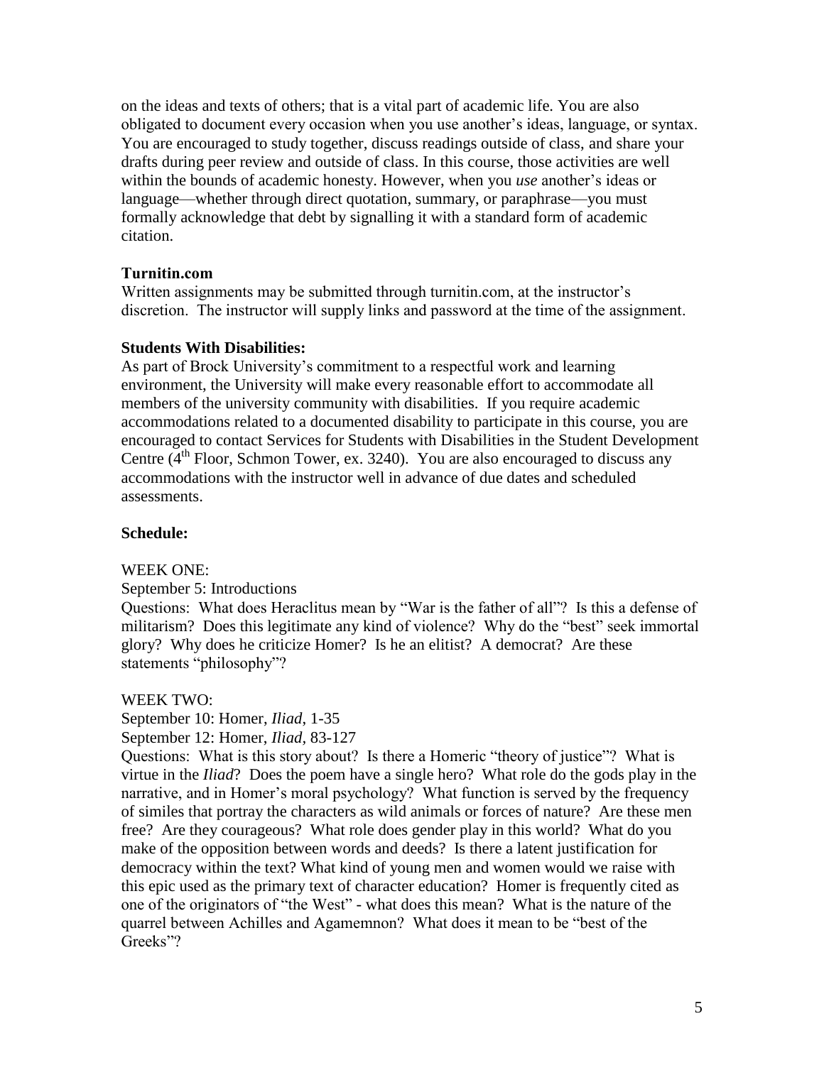on the ideas and texts of others; that is a vital part of academic life. You are also obligated to document every occasion when you use another's ideas, language, or syntax. You are encouraged to study together, discuss readings outside of class, and share your drafts during peer review and outside of class. In this course, those activities are well within the bounds of academic honesty. However, when you *use* another's ideas or language—whether through direct quotation, summary, or paraphrase—you must formally acknowledge that debt by signalling it with a standard form of academic citation.

**Turnitin.com**

Written assignments may be submitted through turnitin.com, at the instructor's discretion. The instructor will supply links and password at the time of the assignment.

**Students With Disabilities:**

As part of Brock University's commitment to a respectful work and learning environment, the University will make every reasonable effort to accommodate all members of the university community with disabilities. If you require academic accommodations related to a documented disability to participate in this course, you are encouraged to contact Services for Students with Disabilities in the Student Development Centre (4th Floor, Schmon Tower, ex. 3240). You are also encouraged to discuss any accommodations with the instructor well in advance of due dates and scheduled assessments.

**Schedule:**

WEEK ONE:

September 5: Introductions

Questions: What does Heraclitus mean by "War is the father of all"? Is this a defense of militarism? Does this legitimate any kind of violence? Why do the "best" seek immortal glory? Why does he criticize Homer? Is he an elitist? A democrat? Are these statements "philosophy"?

WEEK TWO:

September 10: Homer, *Iliad*, 1-35

September 12: Homer, *Iliad*, 83-127

Questions: What is this story about? Is there a Homeric "theory of justice"? What is virtue in the *Iliad*? Does the poem have a single hero? What role do the gods play in the narrative, and in Homer's moral psychology? What function is served by the frequency of similes that portray the characters as wild animals or forces of nature? Are these men free? Are they courageous? What role does gender play in this world? What do you make of the opposition between words and deeds? Is there a latent justification for democracy within the text? What kind of young men and women would we raise with this epic used as the primary text of character education? Homer is frequently cited as one of the originators of "the West" - what does this mean? What is the nature of the quarrel between Achilles and Agamemnon? What does it mean to be "best of the Greeks"?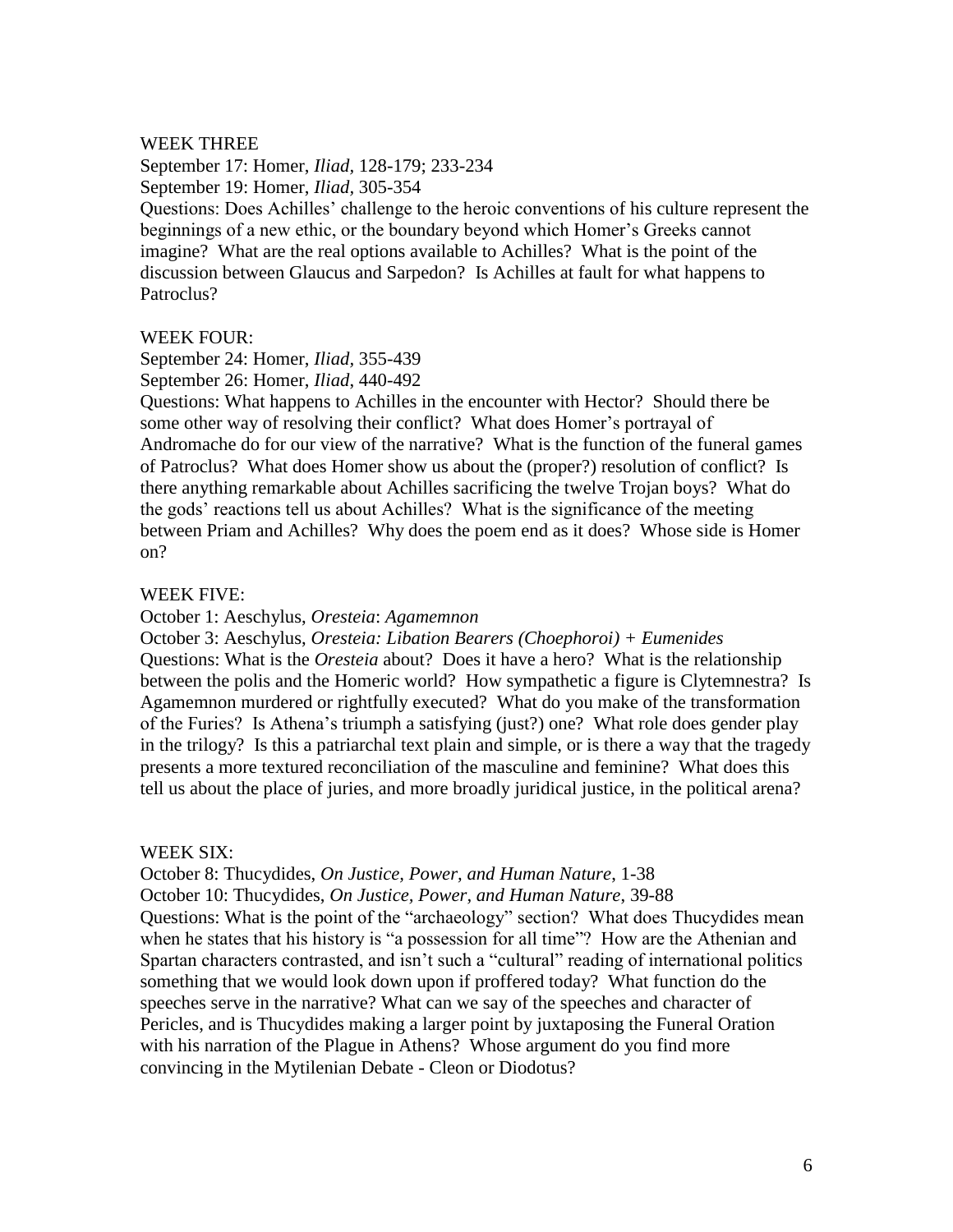WEEK THREE

September 17: Homer, *Iliad*, 128-179; 233-234
September 19: Homer, *Iliad*, 305-354
Questions: Does Achilles' challenge to the heroic conventions of his culture represent the beginnings of a new ethic, or the boundary beyond which Homer's Greeks cannot imagine? What are the real options available to Achilles? What is the point of the discussion between Glaucus and Sarpedon? Is Achilles at fault for what happens to Patroclus?

WEEK FOUR:

September 24: Homer, *Iliad*, 355-439
September 26: Homer, *Iliad*, 440-492
Questions: What happens to Achilles in the encounter with Hector? Should there be some other way of resolving their conflict? What does Homer's portrayal of Andromache do for our view of the narrative? What is the function of the funeral games of Patroclus? What does Homer show us about the (proper?) resolution of conflict? Is there anything remarkable about Achilles sacrificing the twelve Trojan boys? What do the gods' reactions tell us about Achilles? What is the significance of the meeting between Priam and Achilles? Why does the poem end as it does? Whose side is Homer on?

WEEK FIVE:

October 1: Aeschylus, *Oresteia*: *Agamemnon*
October 3: Aeschylus, *Oresteia: Libation Bearers (Choephoroi) + Eumenides*
Questions: What is the *Oresteia* about? Does it have a hero? What is the relationship between the polis and the Homeric world? How sympathetic a figure is Clytemnestra? Is Agamemnon murdered or rightfully executed? What do you make of the transformation of the Furies? Is Athena's triumph a satisfying (just?) one? What role does gender play in the trilogy? Is this a patriarchal text plain and simple, or is there a way that the tragedy presents a more textured reconciliation of the masculine and feminine? What does this tell us about the place of juries, and more broadly juridical justice, in the political arena?

WEEK SIX:

October 8: Thucydides, *On Justice, Power, and Human Nature*, 1-38
October 10: Thucydides, *On Justice, Power, and Human Nature*, 39-88
Questions: What is the point of the "archaeology" section? What does Thucydides mean when he states that his history is "a possession for all time"? How are the Athenian and Spartan characters contrasted, and isn't such a "cultural" reading of international politics something that we would look down upon if proffered today? What function do the speeches serve in the narrative? What can we say of the speeches and character of Pericles, and is Thucydides making a larger point by juxtaposing the Funeral Oration with his narration of the Plague in Athens? Whose argument do you find more convincing in the Mytilenian Debate - Cleon or Diodotus?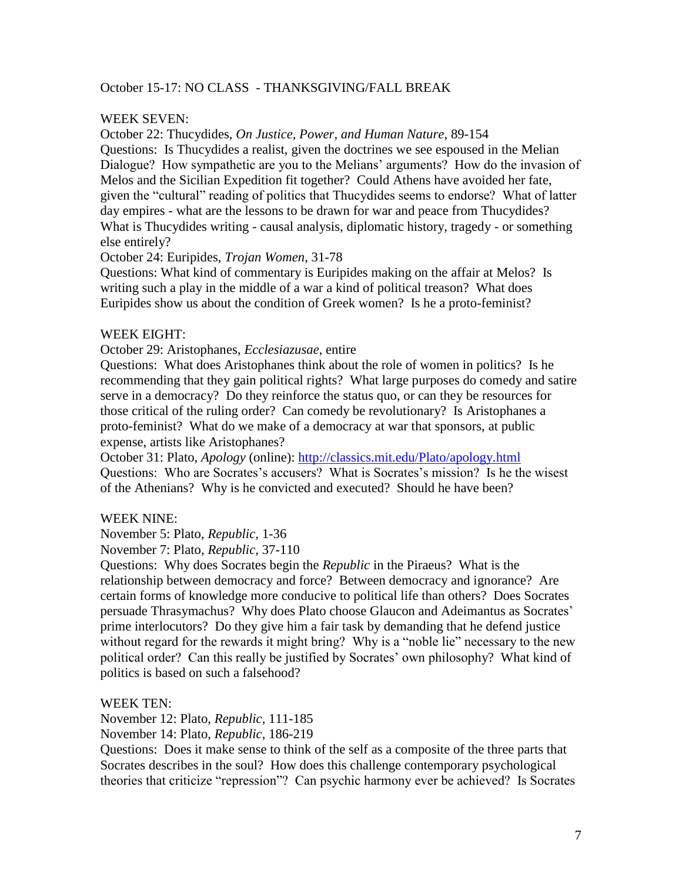October 15-17: NO CLASS - THANKSGIVING/FALL BREAK

WEEK SEVEN:

October 22: Thucydides, *On Justice, Power, and Human Nature*, 89-154

Questions: Is Thucydides a realist, given the doctrines we see espoused in the Melian Dialogue? How sympathetic are you to the Melians' arguments? How do the invasion of Melos and the Sicilian Expedition fit together? Could Athens have avoided her fate, given the "cultural" reading of politics that Thucydides seems to endorse? What of latter day empires - what are the lessons to be drawn for war and peace from Thucydides? What is Thucydides writing - causal analysis, diplomatic history, tragedy - or something else entirely?

October 24: Euripides, *Trojan Women*, 31-78

Questions: What kind of commentary is Euripides making on the affair at Melos? Is writing such a play in the middle of a war a kind of political treason? What does Euripides show us about the condition of Greek women? Is he a proto-feminist?

WEEK EIGHT:

October 29: Aristophanes, *Ecclesiazusae*, entire

Questions: What does Aristophanes think about the role of women in politics? Is he recommending that they gain political rights? What large purposes do comedy and satire serve in a democracy? Do they reinforce the status quo, or can they be resources for those critical of the ruling order? Can comedy be revolutionary? Is Aristophanes a proto-feminist? What do we make of a democracy at war that sponsors, at public expense, artists like Aristophanes?

October 31: Plato, *Apology* (online): [http://classics.mit.edu/Plato/apology.html](http://classics.mit.edu/Plato/apology.html)

Questions: Who are Socrates's accusers? What is Socrates's mission? Is he the wisest of the Athenians? Why is he convicted and executed? Should he have been?

WEEK NINE:

November 5: Plato, *Republic*, 1-36

November 7: Plato, *Republic*, 37-110

Questions: Why does Socrates begin the *Republic* in the Piraeus? What is the relationship between democracy and force? Between democracy and ignorance? Are certain forms of knowledge more conducive to political life than others? Does Socrates persuade Thrasymachus? Why does Plato choose Glaucon and Adeimantus as Socrates' prime interlocutors? Do they give him a fair task by demanding that he defend justice without regard for the rewards it might bring? Why is a "noble lie" necessary to the new political order? Can this really be justified by Socrates' own philosophy? What kind of politics is based on such a falsehood?

WEEK TEN:

November 12: Plato, *Republic*, 111-185

November 14: Plato, *Republic*, 186-219

Questions: Does it make sense to think of the self as a composite of the three parts that Socrates describes in the soul? How does this challenge contemporary psychological theories that criticize "repression"? Can psychic harmony ever be achieved? Is Socrates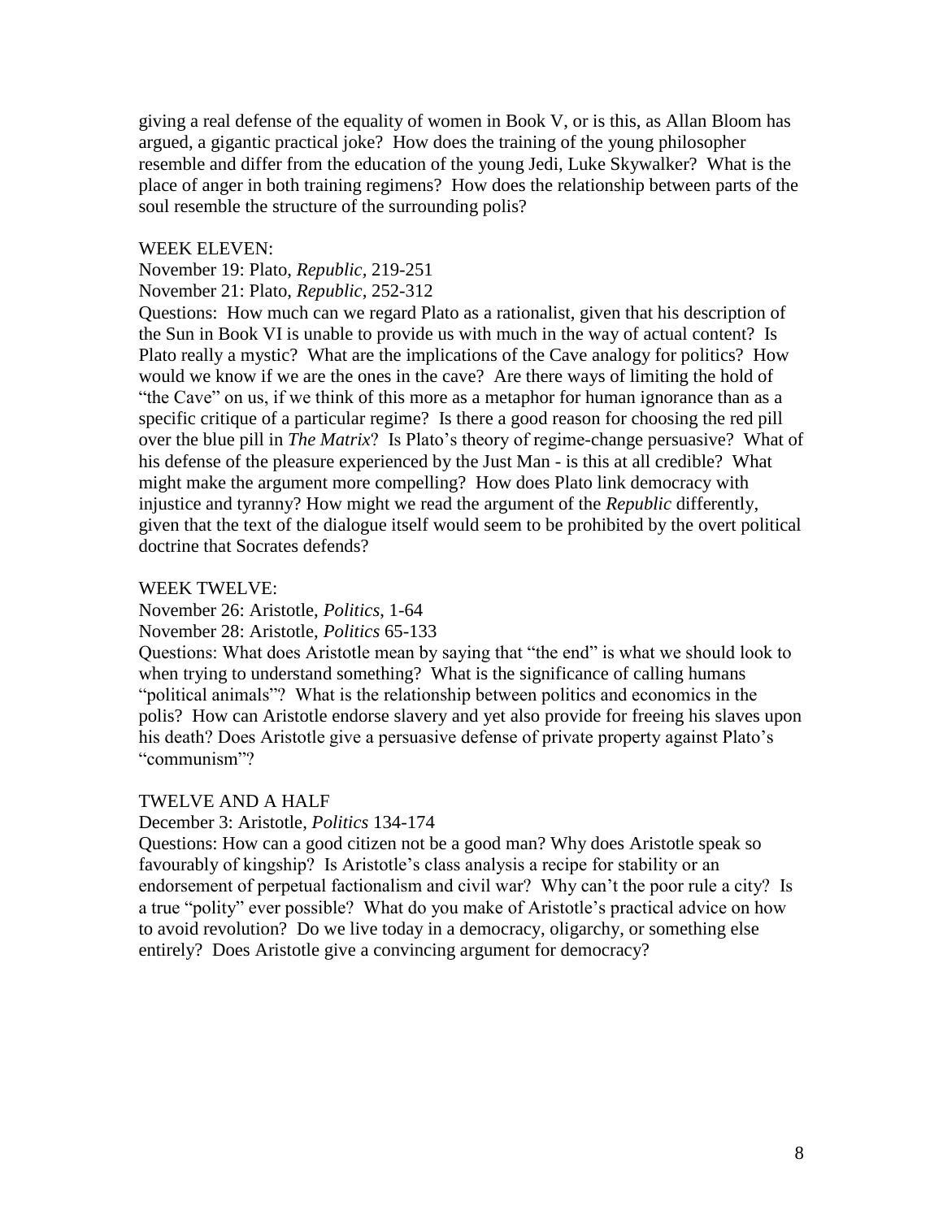giving a real defense of the equality of women in Book V, or is this, as Allan Bloom has argued, a gigantic practical joke? How does the training of the young philosopher resemble and differ from the education of the young Jedi, Luke Skywalker? What is the place of anger in both training regimens? How does the relationship between parts of the soul resemble the structure of the surrounding polis?

WEEK ELEVEN:

November 19: Plato, *Republic*, 219-251

November 21: Plato, *Republic*, 252-312

Questions: How much can we regard Plato as a rationalist, given that his description of the Sun in Book VI is unable to provide us with much in the way of actual content? Is Plato really a mystic? What are the implications of the Cave analogy for politics? How would we know if we are the ones in the cave? Are there ways of limiting the hold of "the Cave" on us, if we think of this more as a metaphor for human ignorance than as a specific critique of a particular regime? Is there a good reason for choosing the red pill over the blue pill in *The Matrix*? Is Plato's theory of regime-change persuasive? What of his defense of the pleasure experienced by the Just Man - is this at all credible? What might make the argument more compelling? How does Plato link democracy with injustice and tyranny? How might we read the argument of the *Republic* differently, given that the text of the dialogue itself would seem to be prohibited by the overt political doctrine that Socrates defends?

WEEK TWELVE:

November 26: Aristotle, *Politics*, 1-64

November 28: Aristotle, *Politics* 65-133

Questions: What does Aristotle mean by saying that "the end" is what we should look to when trying to understand something? What is the significance of calling humans "political animals"? What is the relationship between politics and economics in the polis? How can Aristotle endorse slavery and yet also provide for freeing his slaves upon his death? Does Aristotle give a persuasive defense of private property against Plato's "communism"?

TWELVE AND A HALF

December 3: Aristotle, *Politics* 134-174

Questions: How can a good citizen not be a good man? Why does Aristotle speak so favourably of kingship? Is Aristotle's class analysis a recipe for stability or an endorsement of perpetual factionalism and civil war? Why can't the poor rule a city? Is a true "polity" ever possible? What do you make of Aristotle's practical advice on how to avoid revolution? Do we live today in a democracy, oligarchy, or something else entirely? Does Aristotle give a convincing argument for democracy?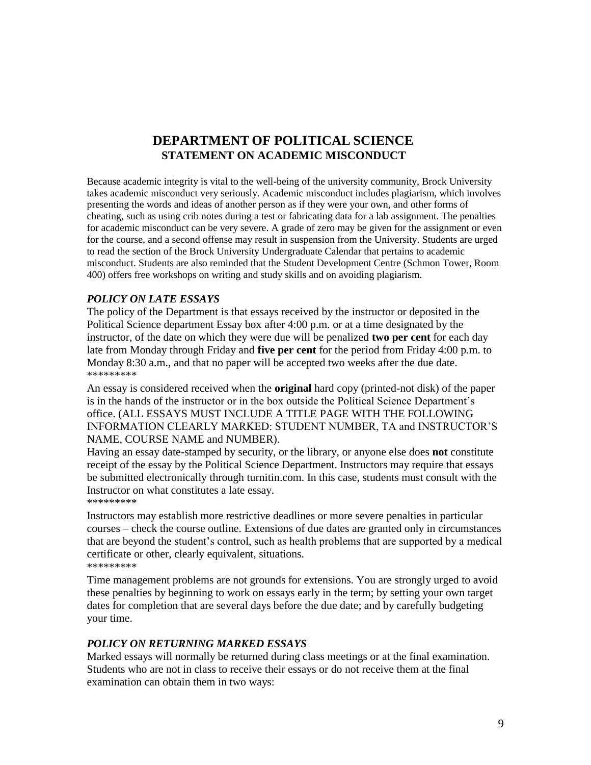# DEPARTMENT OF POLITICAL SCIENCE
## STATEMENT ON ACADEMIC MISCONDUCT

Because academic integrity is vital to the well-being of the university community, Brock University takes academic misconduct very seriously. Academic misconduct includes plagiarism, which involves presenting the words and ideas of another person as if they were your own, and other forms of cheating, such as using crib notes during a test or fabricating data for a lab assignment. The penalties for academic misconduct can be very severe. A grade of zero may be given for the assignment or even for the course, and a second offense may result in suspension from the University. Students are urged to read the section of the Brock University Undergraduate Calendar that pertains to academic misconduct. Students are also reminded that the Student Development Centre (Schmon Tower, Room 400) offers free workshops on writing and study skills and on avoiding plagiarism.

### *POLICY ON LATE ESSAYS*

The policy of the Department is that essays received by the instructor or deposited in the Political Science department Essay box after 4:00 p.m. or at a time designated by the instructor, of the date on which they were due will be penalized **two per cent** for each day late from Monday through Friday and **five per cent** for the period from Friday 4:00 p.m. to Monday 8:30 a.m., and that no paper will be accepted two weeks after the due date.

*********

An essay is considered received when the **original** hard copy (printed-not disk) of the paper is in the hands of the instructor or in the box outside the Political Science Department's office. (ALL ESSAYS MUST INCLUDE A TITLE PAGE WITH THE FOLLOWING INFORMATION CLEARLY MARKED: STUDENT NUMBER, TA and INSTRUCTOR'S NAME, COURSE NAME and NUMBER).

Having an essay date-stamped by security, or the library, or anyone else does **not** constitute receipt of the essay by the Political Science Department. Instructors may require that essays be submitted electronically through turnitin.com. In this case, students must consult with the Instructor on what constitutes a late essay.

*********

Instructors may establish more restrictive deadlines or more severe penalties in particular courses – check the course outline. Extensions of due dates are granted only in circumstances that are beyond the student's control, such as health problems that are supported by a medical certificate or other, clearly equivalent, situations.

*********

Time management problems are not grounds for extensions. You are strongly urged to avoid these penalties by beginning to work on essays early in the term; by setting your own target dates for completion that are several days before the due date; and by carefully budgeting your time.

### *POLICY ON RETURNING MARKED ESSAYS*

Marked essays will normally be returned during class meetings or at the final examination. Students who are not in class to receive their essays or do not receive them at the final examination can obtain them in two ways: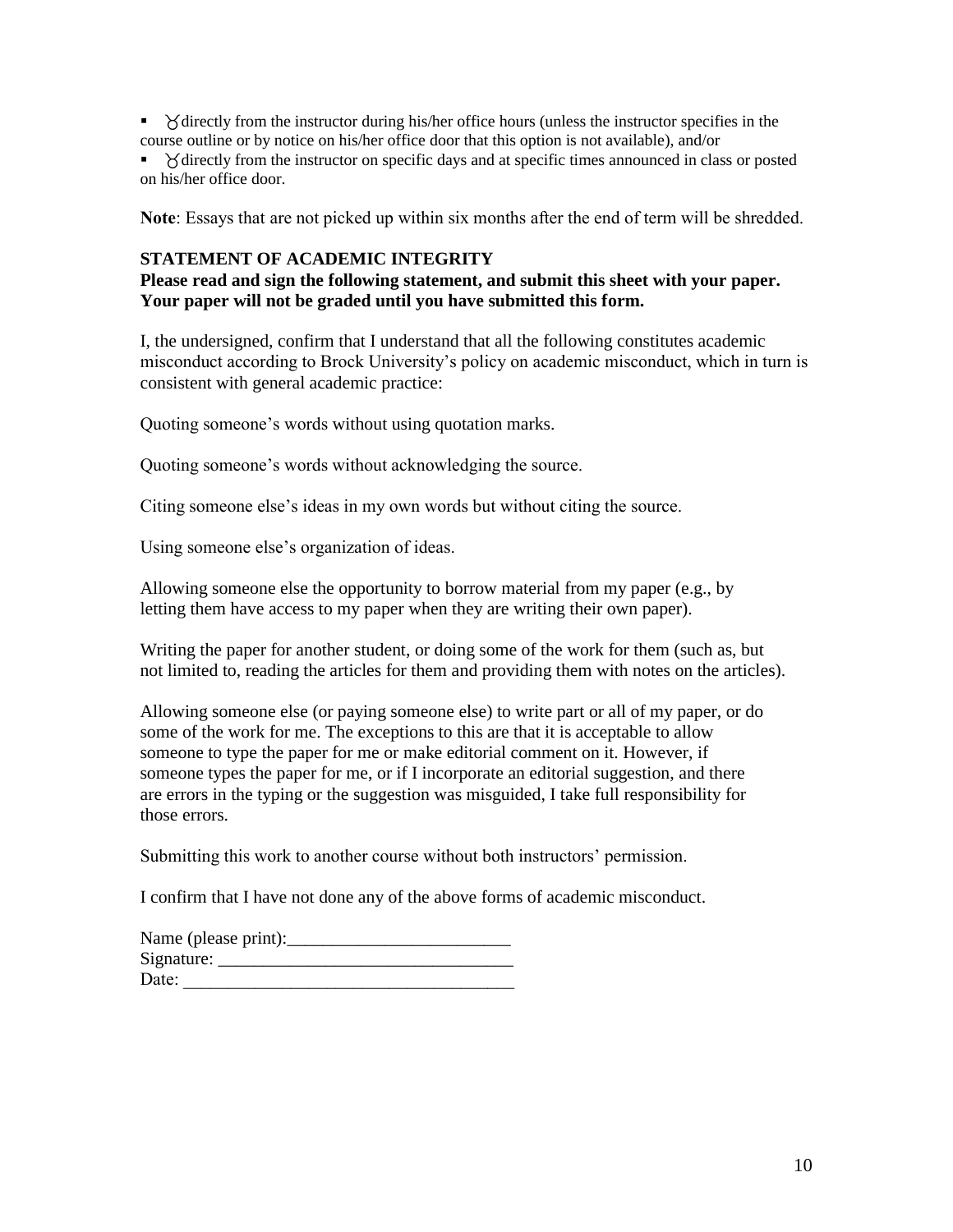- ♉ directly from the instructor during his/her office hours (unless the instructor specifies in the course outline or by notice on his/her office door that this option is not available), and/or
- ♉ directly from the instructor on specific days and at specific times announced in class or posted on his/her office door.

**Note**: Essays that are not picked up within six months after the end of term will be shredded.

**STATEMENT OF ACADEMIC INTEGRITY**

**Please read and sign the following statement, and submit this sheet with your paper. Your paper will not be graded until you have submitted this form.**

I, the undersigned, confirm that I understand that all the following constitutes academic misconduct according to Brock University's policy on academic misconduct, which in turn is consistent with general academic practice:

Quoting someone's words without using quotation marks.

Quoting someone's words without acknowledging the source.

Citing someone else's ideas in my own words but without citing the source.

Using someone else's organization of ideas.

Allowing someone else the opportunity to borrow material from my paper (e.g., by letting them have access to my paper when they are writing their own paper).

Writing the paper for another student, or doing some of the work for them (such as, but not limited to, reading the articles for them and providing them with notes on the articles).

Allowing someone else (or paying someone else) to write part or all of my paper, or do some of the work for me. The exceptions to this are that it is acceptable to allow someone to type the paper for me or make editorial comment on it. However, if someone types the paper for me, or if I incorporate an editorial suggestion, and there are errors in the typing or the suggestion was misguided, I take full responsibility for those errors.

Submitting this work to another course without both instructors' permission.

I confirm that I have not done any of the above forms of academic misconduct.

Name (please print):_________________________

Signature: _________________________________

Date: _____________________________________